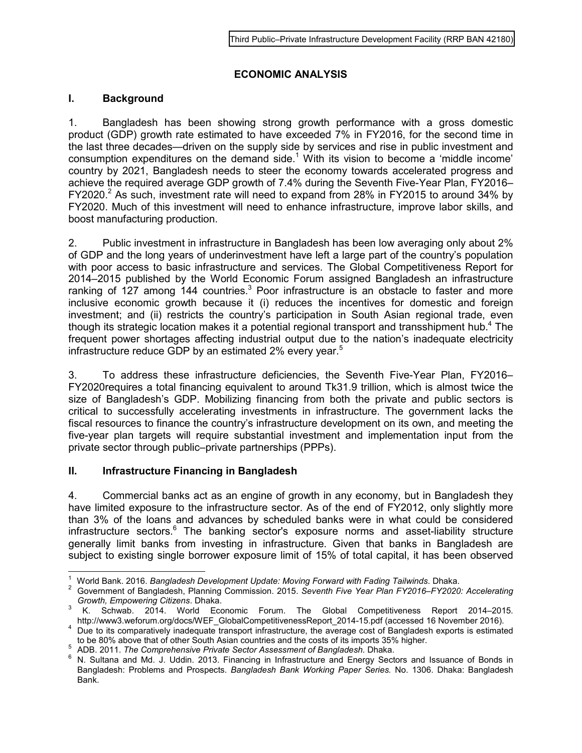# ECONOMIC ANALYSIS

## I. Background

1. Bangladesh has been showing strong growth performance with a gross domestic product (GDP) growth rate estimated to have exceeded 7% in FY2016, for the second time in the last three decades—driven on the supply side by services and rise in public investment and consumption expenditures on the demand side.[1] With its vision to become a 'middle income' country by 2021, Bangladesh needs to steer the economy towards accelerated progress and achieve the required average GDP growth of 7.4% during the Seventh Five-Year Plan, FY2016–FY2020.[2] As such, investment rate will need to expand from 28% in FY2015 to around 34% by FY2020. Much of this investment will need to enhance infrastructure, improve labor skills, and boost manufacturing production.

2. Public investment in infrastructure in Bangladesh has been low averaging only about 2% of GDP and the long years of underinvestment have left a large part of the country's population with poor access to basic infrastructure and services. The Global Competitiveness Report for 2014–2015 published by the World Economic Forum assigned Bangladesh an infrastructure ranking of 127 among 144 countries.[3] Poor infrastructure is an obstacle to faster and more inclusive economic growth because it (i) reduces the incentives for domestic and foreign investment; and (ii) restricts the country's participation in South Asian regional trade, even though its strategic location makes it a potential regional transport and transshipment hub.[4] The frequent power shortages affecting industrial output due to the nation's inadequate electricity infrastructure reduce GDP by an estimated 2% every year.[5]

3. To address these infrastructure deficiencies, the Seventh Five-Year Plan, FY2016–FY2020requires a total financing equivalent to around Tk31.9 trillion, which is almost twice the size of Bangladesh's GDP. Mobilizing financing from both the private and public sectors is critical to successfully accelerating investments in infrastructure. The government lacks the fiscal resources to finance the country's infrastructure development on its own, and meeting the five-year plan targets will require substantial investment and implementation input from the private sector through public–private partnerships (PPPs).

## II. Infrastructure Financing in Bangladesh

4. Commercial banks act as an engine of growth in any economy, but in Bangladesh they have limited exposure to the infrastructure sector. As of the end of FY2012, only slightly more than 3% of the loans and advances by scheduled banks were in what could be considered infrastructure sectors.[6] The banking sector's exposure norms and asset-liability structure generally limit banks from investing in infrastructure. Given that banks in Bangladesh are subject to existing single borrower exposure limit of 15% of total capital, it has been observed

---

[1] World Bank. 2016. *Bangladesh Development Update: Moving Forward with Fading Tailwinds*. Dhaka.

[2] Government of Bangladesh, Planning Commission. 2015. *Seventh Five Year Plan FY2016–FY2020: Accelerating Growth, Empowering Citizens*. Dhaka.

[3] K. Schwab. 2014. World Economic Forum. The Global Competitiveness Report 2014–2015. http://www3.weforum.org/docs/WEF_GlobalCompetitivenessReport_2014-15.pdf (accessed 16 November 2016).

[4] Due to its comparatively inadequate transport infrastructure, the average cost of Bangladesh exports is estimated to be 80% above that of other South Asian countries and the costs of its imports 35% higher.

[5] ADB. 2011. *The Comprehensive Private Sector Assessment of Bangladesh*. Dhaka.

[6] N. Sultana and Md. J. Uddin. 2013. Financing in Infrastructure and Energy Sectors and Issuance of Bonds in Bangladesh: Problems and Prospects. *Bangladesh Bank Working Paper Series*. No. 1306. Dhaka: Bangladesh Bank.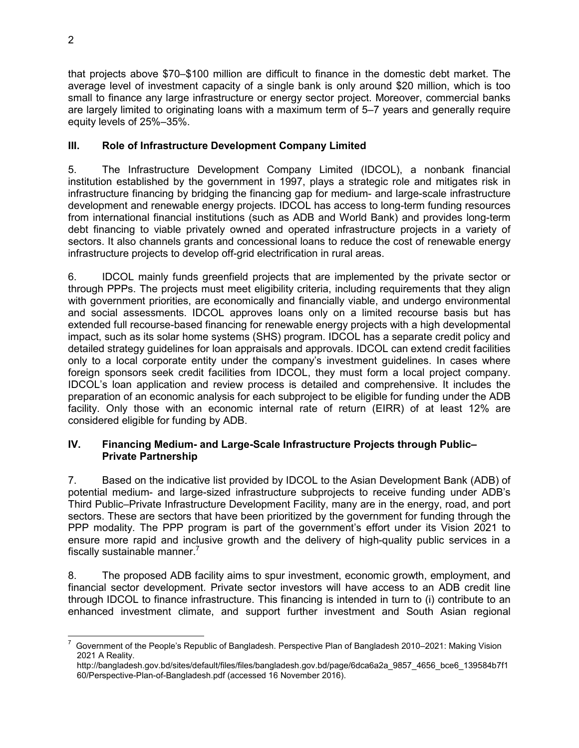that projects above $70–$100 million are difficult to finance in the domestic debt market. The average level of investment capacity of a single bank is only around $20 million, which is too small to finance any large infrastructure or energy sector project. Moreover, commercial banks are largely limited to originating loans with a maximum term of 5–7 years and generally require equity levels of 25%–35%.

## III. Role of Infrastructure Development Company Limited

5. The Infrastructure Development Company Limited (IDCOL), a nonbank financial institution established by the government in 1997, plays a strategic role and mitigates risk in infrastructure financing by bridging the financing gap for medium- and large-scale infrastructure development and renewable energy projects. IDCOL has access to long-term funding resources from international financial institutions (such as ADB and World Bank) and provides long-term debt financing to viable privately owned and operated infrastructure projects in a variety of sectors. It also channels grants and concessional loans to reduce the cost of renewable energy infrastructure projects to develop off-grid electrification in rural areas.

6. IDCOL mainly funds greenfield projects that are implemented by the private sector or through PPPs. The projects must meet eligibility criteria, including requirements that they align with government priorities, are economically and financially viable, and undergo environmental and social assessments. IDCOL approves loans only on a limited recourse basis but has extended full recourse-based financing for renewable energy projects with a high developmental impact, such as its solar home systems (SHS) program. IDCOL has a separate credit policy and detailed strategy guidelines for loan appraisals and approvals. IDCOL can extend credit facilities only to a local corporate entity under the company's investment guidelines. In cases where foreign sponsors seek credit facilities from IDCOL, they must form a local project company. IDCOL's loan application and review process is detailed and comprehensive. It includes the preparation of an economic analysis for each subproject to be eligible for funding under the ADB facility. Only those with an economic internal rate of return (EIRR) of at least 12% are considered eligible for funding by ADB.

## IV. Financing Medium- and Large-Scale Infrastructure Projects through Public–Private Partnership

7. Based on the indicative list provided by IDCOL to the Asian Development Bank (ADB) of potential medium- and large-sized infrastructure subprojects to receive funding under ADB's Third Public–Private Infrastructure Development Facility, many are in the energy, road, and port sectors. These are sectors that have been prioritized by the government for funding through the PPP modality. The PPP program is part of the government's effort under its Vision 2021 to ensure more rapid and inclusive growth and the delivery of high-quality public services in a fiscally sustainable manner.[7]

8. The proposed ADB facility aims to spur investment, economic growth, employment, and financial sector development. Private sector investors will have access to an ADB credit line through IDCOL to finance infrastructure. This financing is intended in turn to (i) contribute to an enhanced investment climate, and support further investment and South Asian regional

---

[7] Government of the People's Republic of Bangladesh. Perspective Plan of Bangladesh 2010–2021: Making Vision 2021 A Reality. http://bangladesh.gov.bd/sites/default/files/files/bangladesh.gov.bd/page/6dca6a2a_9857_4656_bce6_139584b7f160/Perspective-Plan-of-Bangladesh.pdf (accessed 16 November 2016).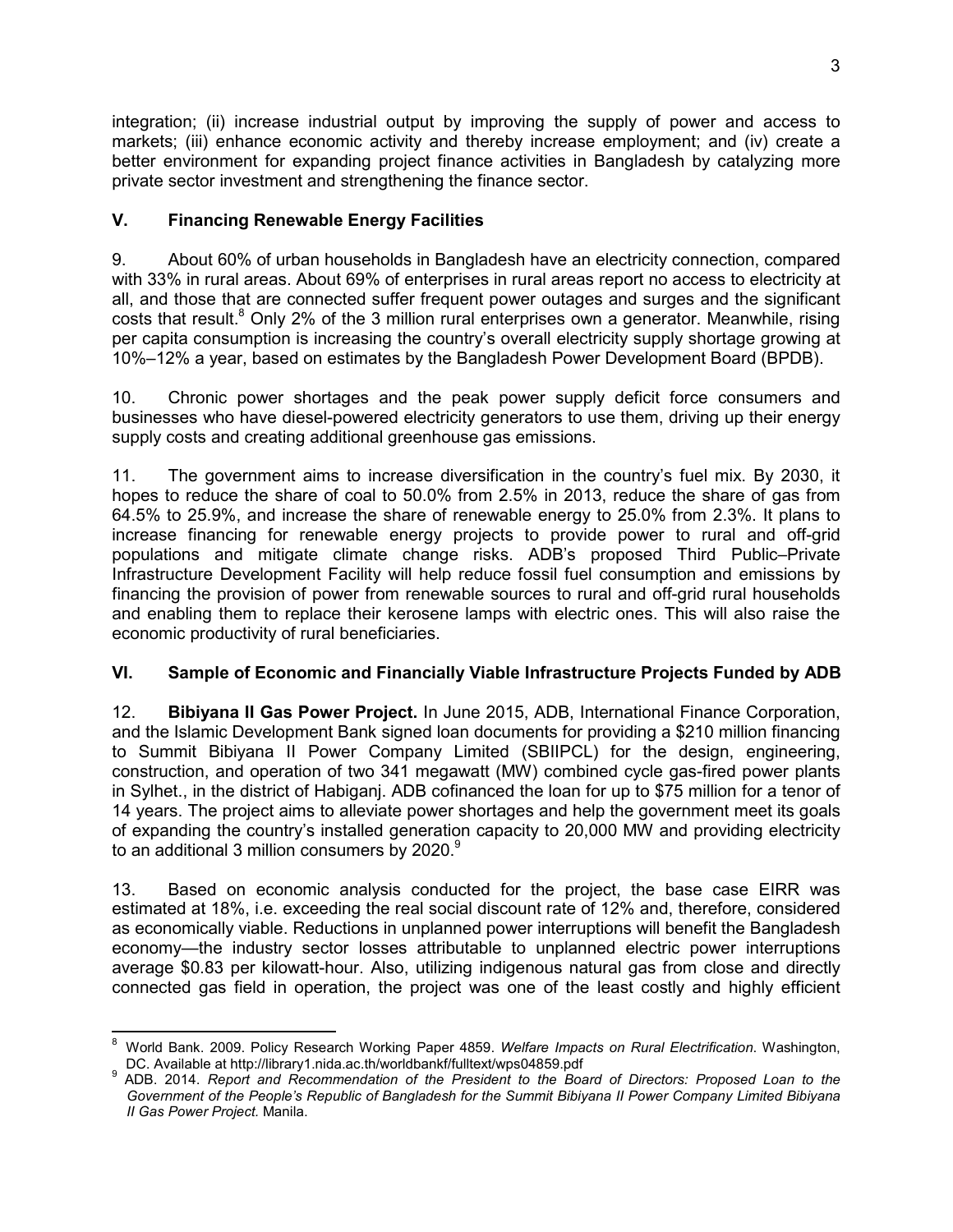integration; (ii) increase industrial output by improving the supply of power and access to markets; (iii) enhance economic activity and thereby increase employment; and (iv) create a better environment for expanding project finance activities in Bangladesh by catalyzing more private sector investment and strengthening the finance sector.

## V. Financing Renewable Energy Facilities

9. About 60% of urban households in Bangladesh have an electricity connection, compared with 33% in rural areas. About 69% of enterprises in rural areas report no access to electricity at all, and those that are connected suffer frequent power outages and surges and the significant costs that result.[8] Only 2% of the 3 million rural enterprises own a generator. Meanwhile, rising per capita consumption is increasing the country's overall electricity supply shortage growing at 10%–12% a year, based on estimates by the Bangladesh Power Development Board (BPDB).

10. Chronic power shortages and the peak power supply deficit force consumers and businesses who have diesel-powered electricity generators to use them, driving up their energy supply costs and creating additional greenhouse gas emissions.

11. The government aims to increase diversification in the country's fuel mix. By 2030, it hopes to reduce the share of coal to 50.0% from 2.5% in 2013, reduce the share of gas from 64.5% to 25.9%, and increase the share of renewable energy to 25.0% from 2.3%. It plans to increase financing for renewable energy projects to provide power to rural and off-grid populations and mitigate climate change risks. ADB's proposed Third Public–Private Infrastructure Development Facility will help reduce fossil fuel consumption and emissions by financing the provision of power from renewable sources to rural and off-grid rural households and enabling them to replace their kerosene lamps with electric ones. This will also raise the economic productivity of rural beneficiaries.

## VI. Sample of Economic and Financially Viable Infrastructure Projects Funded by ADB

12. **Bibiyana II Gas Power Project.** In June 2015, ADB, International Finance Corporation, and the Islamic Development Bank signed loan documents for providing a $210 million financing to Summit Bibiyana II Power Company Limited (SBIIPCL) for the design, engineering, construction, and operation of two 341 megawatt (MW) combined cycle gas-fired power plants in Sylhet., in the district of Habiganj. ADB cofinanced the loan for up to $75 million for a tenor of 14 years. The project aims to alleviate power shortages and help the government meet its goals of expanding the country's installed generation capacity to 20,000 MW and providing electricity to an additional 3 million consumers by 2020.[9]

13. Based on economic analysis conducted for the project, the base case EIRR was estimated at 18%, i.e. exceeding the real social discount rate of 12% and, therefore, considered as economically viable. Reductions in unplanned power interruptions will benefit the Bangladesh economy—the industry sector losses attributable to unplanned electric power interruptions average $0.83 per kilowatt-hour. Also, utilizing indigenous natural gas from close and directly connected gas field in operation, the project was one of the least costly and highly efficient

---

[8] World Bank. 2009. Policy Research Working Paper 4859. *Welfare Impacts on Rural Electrification*. Washington, DC. Available at http://library1.nida.ac.th/worldbankf/fulltext/wps04859.pdf

[9] ADB. 2014. *Report and Recommendation of the President to the Board of Directors: Proposed Loan to the Government of the People's Republic of Bangladesh for the Summit Bibiyana II Power Company Limited Bibiyana II Gas Power Project.* Manila.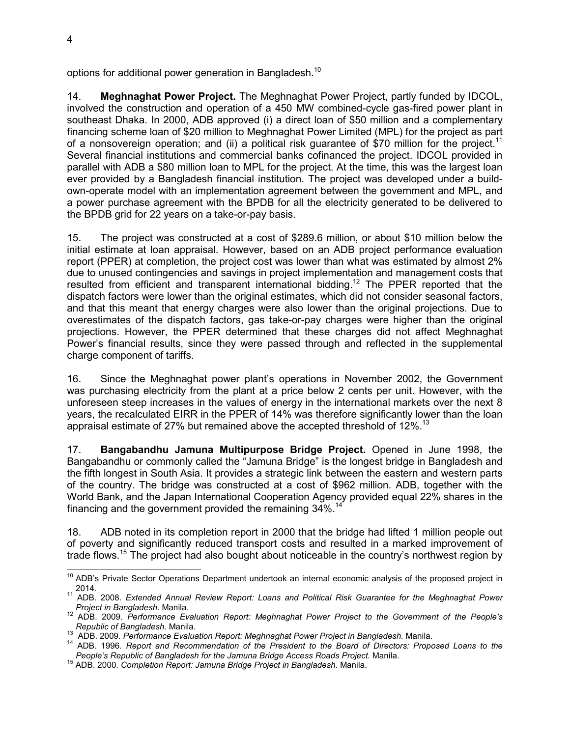options for additional power generation in Bangladesh.[10]

14. **Meghnaghat Power Project.** The Meghnaghat Power Project, partly funded by IDCOL, involved the construction and operation of a 450 MW combined-cycle gas-fired power plant in southeast Dhaka. In 2000, ADB approved (i) a direct loan of $50 million and a complementary financing scheme loan of $20 million to Meghnaghat Power Limited (MPL) for the project as part of a nonsovereign operation; and (ii) a political risk guarantee of $70 million for the project.[11] Several financial institutions and commercial banks cofinanced the project. IDCOL provided in parallel with ADB a $80 million loan to MPL for the project. At the time, this was the largest loan ever provided by a Bangladesh financial institution. The project was developed under a build-own-operate model with an implementation agreement between the government and MPL, and a power purchase agreement with the BPDB for all the electricity generated to be delivered to the BPDB grid for 22 years on a take-or-pay basis.

15. The project was constructed at a cost of $289.6 million, or about $10 million below the initial estimate at loan appraisal. However, based on an ADB project performance evaluation report (PPER) at completion, the project cost was lower than what was estimated by almost 2% due to unused contingencies and savings in project implementation and management costs that resulted from efficient and transparent international bidding.[12] The PPER reported that the dispatch factors were lower than the original estimates, which did not consider seasonal factors, and that this meant that energy charges were also lower than the original projections. Due to overestimates of the dispatch factors, gas take-or-pay charges were higher than the original projections. However, the PPER determined that these charges did not affect Meghnaghat Power's financial results, since they were passed through and reflected in the supplemental charge component of tariffs.

16. Since the Meghnaghat power plant's operations in November 2002, the Government was purchasing electricity from the plant at a price below 2 cents per unit. However, with the unforeseen steep increases in the values of energy in the international markets over the next 8 years, the recalculated EIRR in the PPER of 14% was therefore significantly lower than the loan appraisal estimate of 27% but remained above the accepted threshold of 12%.[13]

17. **Bangabandhu Jamuna Multipurpose Bridge Project.** Opened in June 1998, the Bangabandhu or commonly called the "Jamuna Bridge" is the longest bridge in Bangladesh and the fifth longest in South Asia. It provides a strategic link between the eastern and western parts of the country. The bridge was constructed at a cost of $962 million. ADB, together with the World Bank, and the Japan International Cooperation Agency provided equal 22% shares in the financing and the government provided the remaining 34%.[14]

18. ADB noted in its completion report in 2000 that the bridge had lifted 1 million people out of poverty and significantly reduced transport costs and resulted in a marked improvement of trade flows.[15] The project had also bought about noticeable in the country's northwest region by

---

[10] ADB's Private Sector Operations Department undertook an internal economic analysis of the proposed project in 2014.

[11] ADB. 2008. *Extended Annual Review Report: Loans and Political Risk Guarantee for the Meghnaghat Power Project in Bangladesh*. Manila.

[12] ADB. 2009. *Performance Evaluation Report: Meghnaghat Power Project to the Government of the People's Republic of Bangladesh*. Manila.

[13] ADB. 2009. *Performance Evaluation Report: Meghnaghat Power Project in Bangladesh.* Manila.

[14] ADB. 1996. *Report and Recommendation of the President to the Board of Directors: Proposed Loans to the People's Republic of Bangladesh for the Jamuna Bridge Access Roads Project.* Manila.

[15] ADB. 2000. *Completion Report: Jamuna Bridge Project in Bangladesh*. Manila.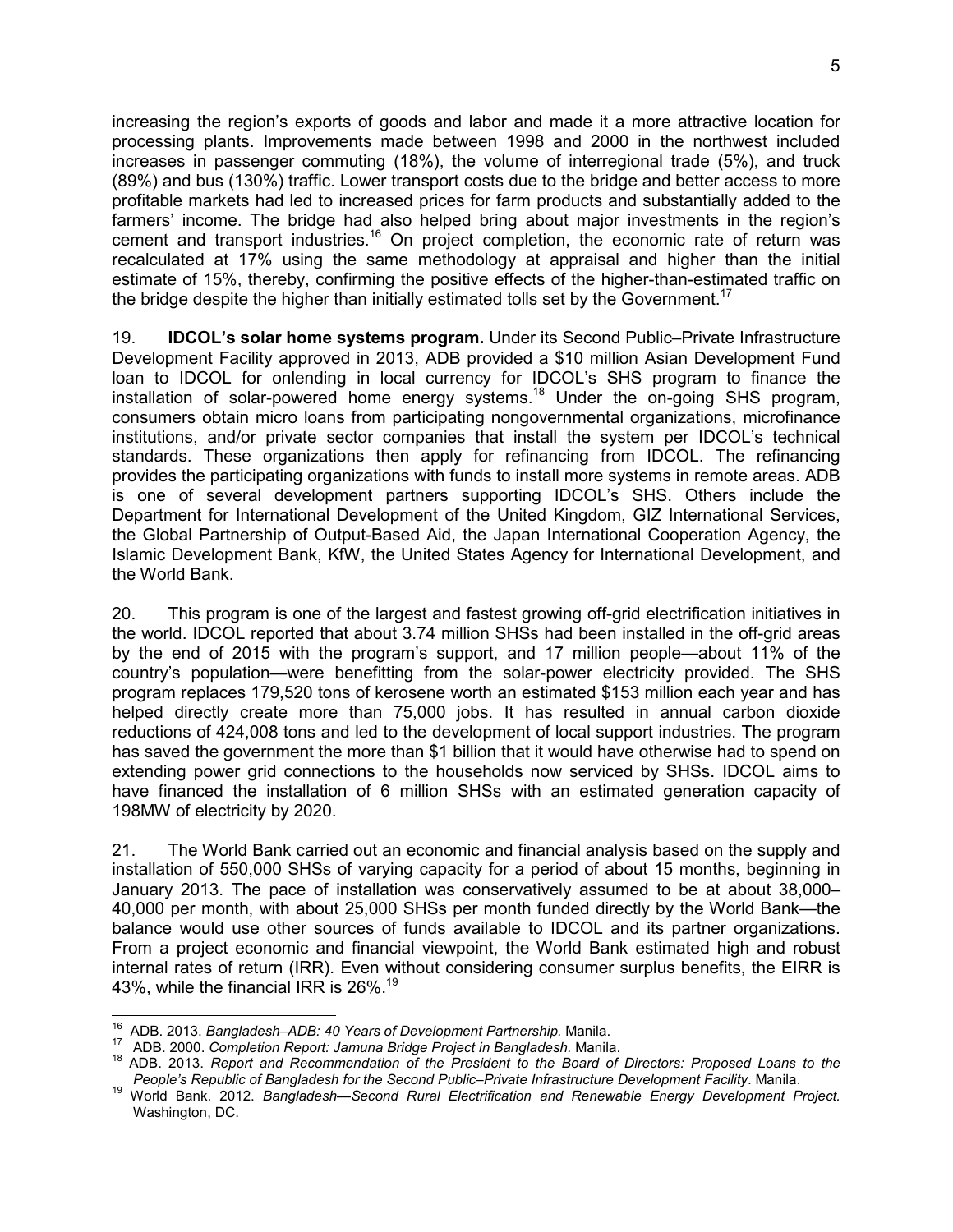increasing the region's exports of goods and labor and made it a more attractive location for processing plants. Improvements made between 1998 and 2000 in the northwest included increases in passenger commuting (18%), the volume of interregional trade (5%), and truck (89%) and bus (130%) traffic. Lower transport costs due to the bridge and better access to more profitable markets had led to increased prices for farm products and substantially added to the farmers' income. The bridge had also helped bring about major investments in the region's cement and transport industries.[16] On project completion, the economic rate of return was recalculated at 17% using the same methodology at appraisal and higher than the initial estimate of 15%, thereby, confirming the positive effects of the higher-than-estimated traffic on the bridge despite the higher than initially estimated tolls set by the Government.[17]

19. **IDCOL's solar home systems program.** Under its Second Public–Private Infrastructure Development Facility approved in 2013, ADB provided a $10 million Asian Development Fund loan to IDCOL for onlending in local currency for IDCOL's SHS program to finance the installation of solar-powered home energy systems.[18] Under the on-going SHS program, consumers obtain micro loans from participating nongovernmental organizations, microfinance institutions, and/or private sector companies that install the system per IDCOL's technical standards. These organizations then apply for refinancing from IDCOL. The refinancing provides the participating organizations with funds to install more systems in remote areas. ADB is one of several development partners supporting IDCOL's SHS. Others include the Department for International Development of the United Kingdom, GIZ International Services, the Global Partnership of Output-Based Aid, the Japan International Cooperation Agency, the Islamic Development Bank, KfW, the United States Agency for International Development, and the World Bank.

20. This program is one of the largest and fastest growing off-grid electrification initiatives in the world. IDCOL reported that about 3.74 million SHSs had been installed in the off-grid areas by the end of 2015 with the program's support, and 17 million people—about 11% of the country's population—were benefitting from the solar-power electricity provided. The SHS program replaces 179,520 tons of kerosene worth an estimated $153 million each year and has helped directly create more than 75,000 jobs. It has resulted in annual carbon dioxide reductions of 424,008 tons and led to the development of local support industries. The program has saved the government the more than $1 billion that it would have otherwise had to spend on extending power grid connections to the households now serviced by SHSs. IDCOL aims to have financed the installation of 6 million SHSs with an estimated generation capacity of 198MW of electricity by 2020.

21. The World Bank carried out an economic and financial analysis based on the supply and installation of 550,000 SHSs of varying capacity for a period of about 15 months, beginning in January 2013. The pace of installation was conservatively assumed to be at about 38,000–40,000 per month, with about 25,000 SHSs per month funded directly by the World Bank—the balance would use other sources of funds available to IDCOL and its partner organizations. From a project economic and financial viewpoint, the World Bank estimated high and robust internal rates of return (IRR). Even without considering consumer surplus benefits, the EIRR is 43%, while the financial IRR is 26%.[19]

---

[16] ADB. 2013. *Bangladesh–ADB: 40 Years of Development Partnership.* Manila.

[17] ADB. 2000. *Completion Report: Jamuna Bridge Project in Bangladesh.* Manila.

[18] ADB. 2013. *Report and Recommendation of the President to the Board of Directors: Proposed Loans to the People's Republic of Bangladesh for the Second Public–Private Infrastructure Development Facility*. Manila.

[19] World Bank. 2012. *Bangladesh—Second Rural Electrification and Renewable Energy Development Project.* Washington, DC.